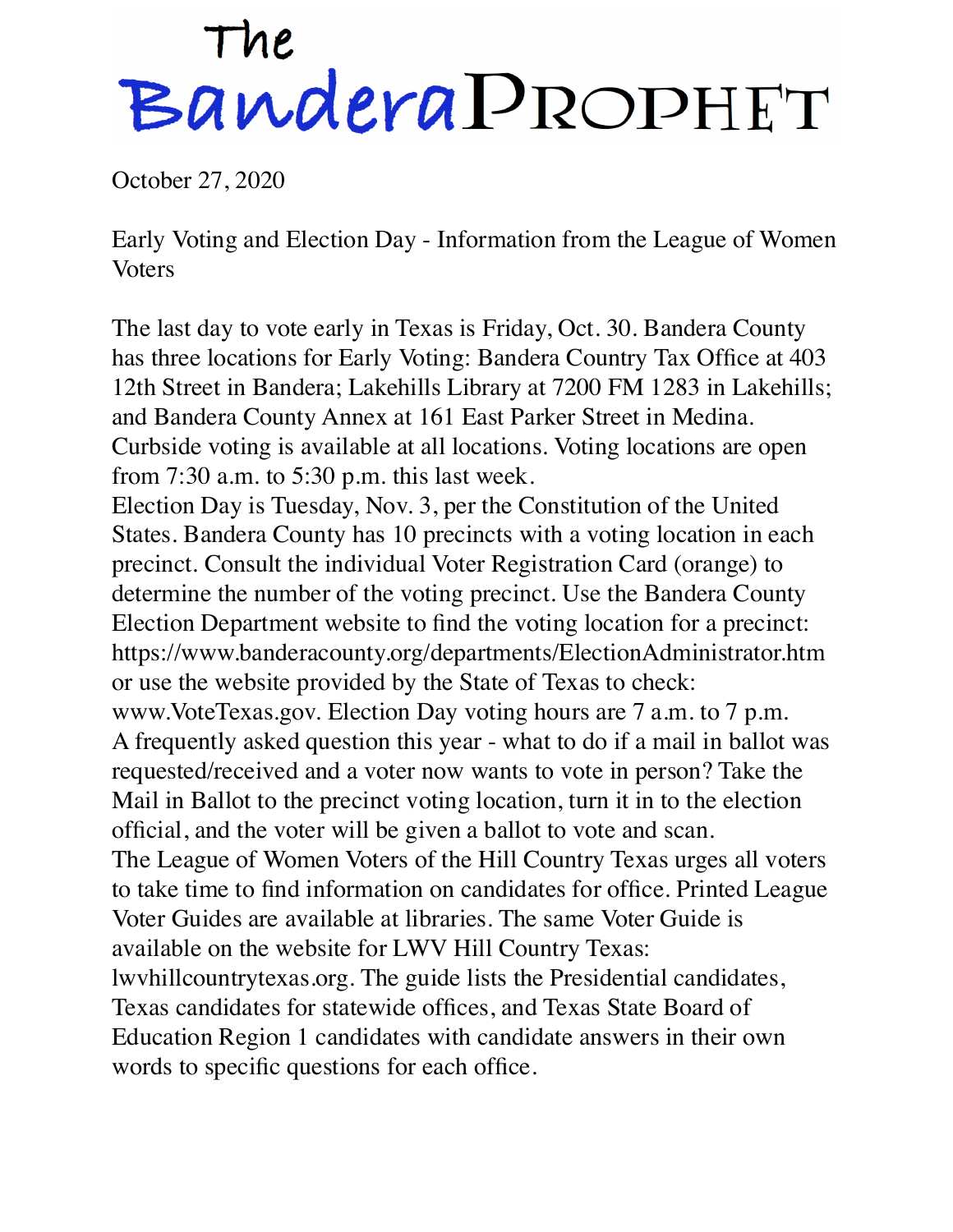# The Bandera Prophet

October 27, 2020

Early Voting and Election Day - Information from the League of Women Voters

The last day to vote early in Texas is Friday, Oct. 30. Bandera County has three locations for Early Voting: Bandera Country Tax Office at 403 12th Street in Bandera; Lakehills Library at 7200 FM 1283 in Lakehills; and Bandera County Annex at 161 East Parker Street in Medina. Curbside voting is available at all locations. Voting locations are open from 7:30 a.m. to 5:30 p.m. this last week.

Election Day is Tuesday, Nov. 3, per the Constitution of the United States. Bandera County has 10 precincts with a voting location in each precinct. Consult the individual Voter Registration Card (orange) to determine the number of the voting precinct. Use the Bandera County Election Department website to find the voting location for a precinct: https://www.banderacounty.org/departments/ElectionAdministrator.htm or use the website provided by the State of Texas to check: www.VoteTexas.gov. Election Day voting hours are 7 a.m. to 7 p.m.

A frequently asked question this year - what to do if a mail in ballot was requested/received and a voter now wants to vote in person? Take the Mail in Ballot to the precinct voting location, turn it in to the election official, and the voter will be given a ballot to vote and scan.

The League of Women Voters of the Hill Country Texas urges all voters to take time to find information on candidates for office. Printed League Voter Guides are available at libraries. The same Voter Guide is available on the website for LWV Hill Country Texas: lwvhillcountrytexas.org. The guide lists the Presidential candidates, Texas candidates for statewide offices, and Texas State Board of Education Region 1 candidates with candidate answers in their own words to specific questions for each office.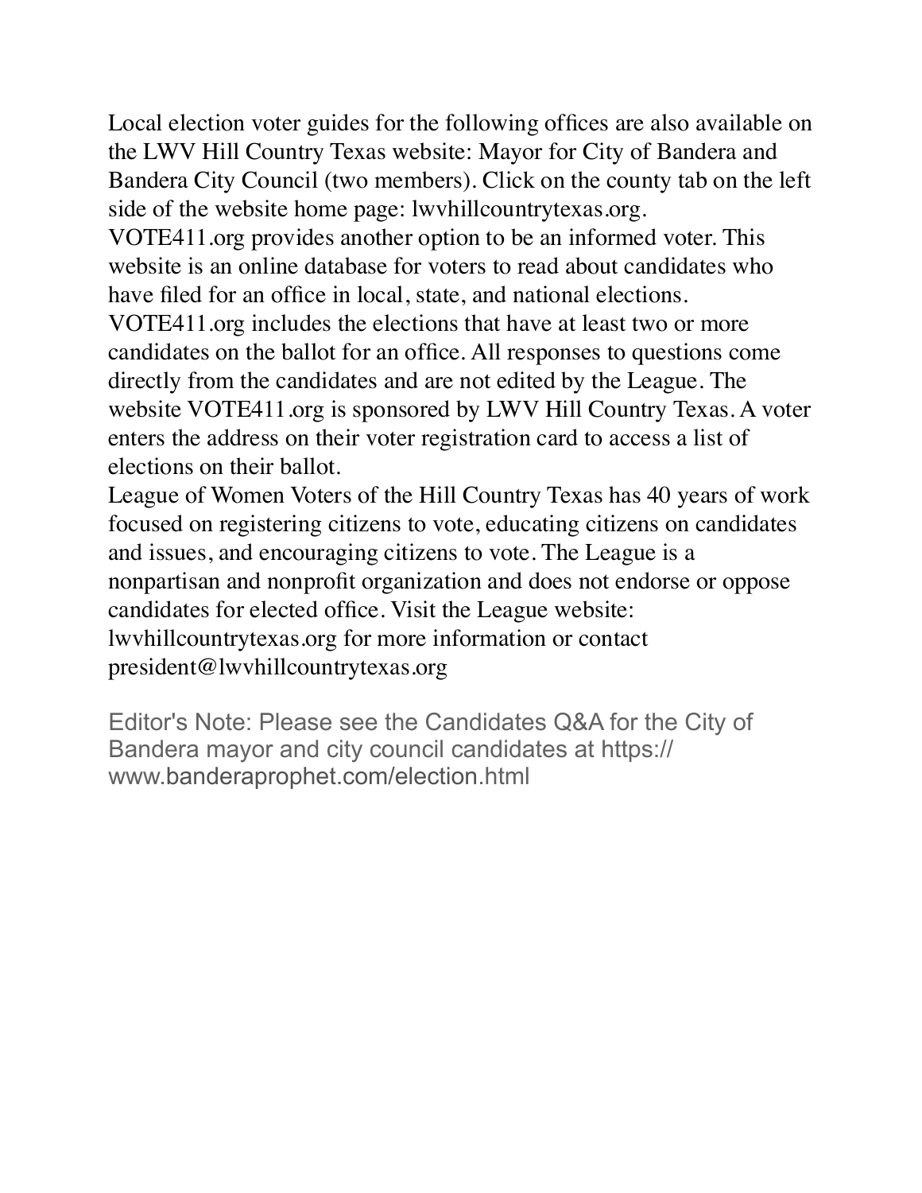Local election voter guides for the following offices are also available on the LWV Hill Country Texas website: Mayor for City of Bandera and Bandera City Council (two members). Click on the county tab on the left side of the website home page: lwvhillcountrytexas.org.

VOTE411.org provides another option to be an informed voter. This website is an online database for voters to read about candidates who have filed for an office in local, state, and national elections. VOTE411.org includes the elections that have at least two or more candidates on the ballot for an office. All responses to questions come directly from the candidates and are not edited by the League. The website VOTE411.org is sponsored by LWV Hill Country Texas. A voter enters the address on their voter registration card to access a list of elections on their ballot.

League of Women Voters of the Hill Country Texas has 40 years of work focused on registering citizens to vote, educating citizens on candidates and issues, and encouraging citizens to vote. The League is a nonpartisan and nonprofit organization and does not endorse or oppose candidates for elected office. Visit the League website: lwvhillcountrytexas.org for more information or contact president@lwvhillcountrytexas.org

Editor's Note: Please see the Candidates Q&A for the City of Bandera mayor and city council candidates at https://www.banderaprophet.com/election.html